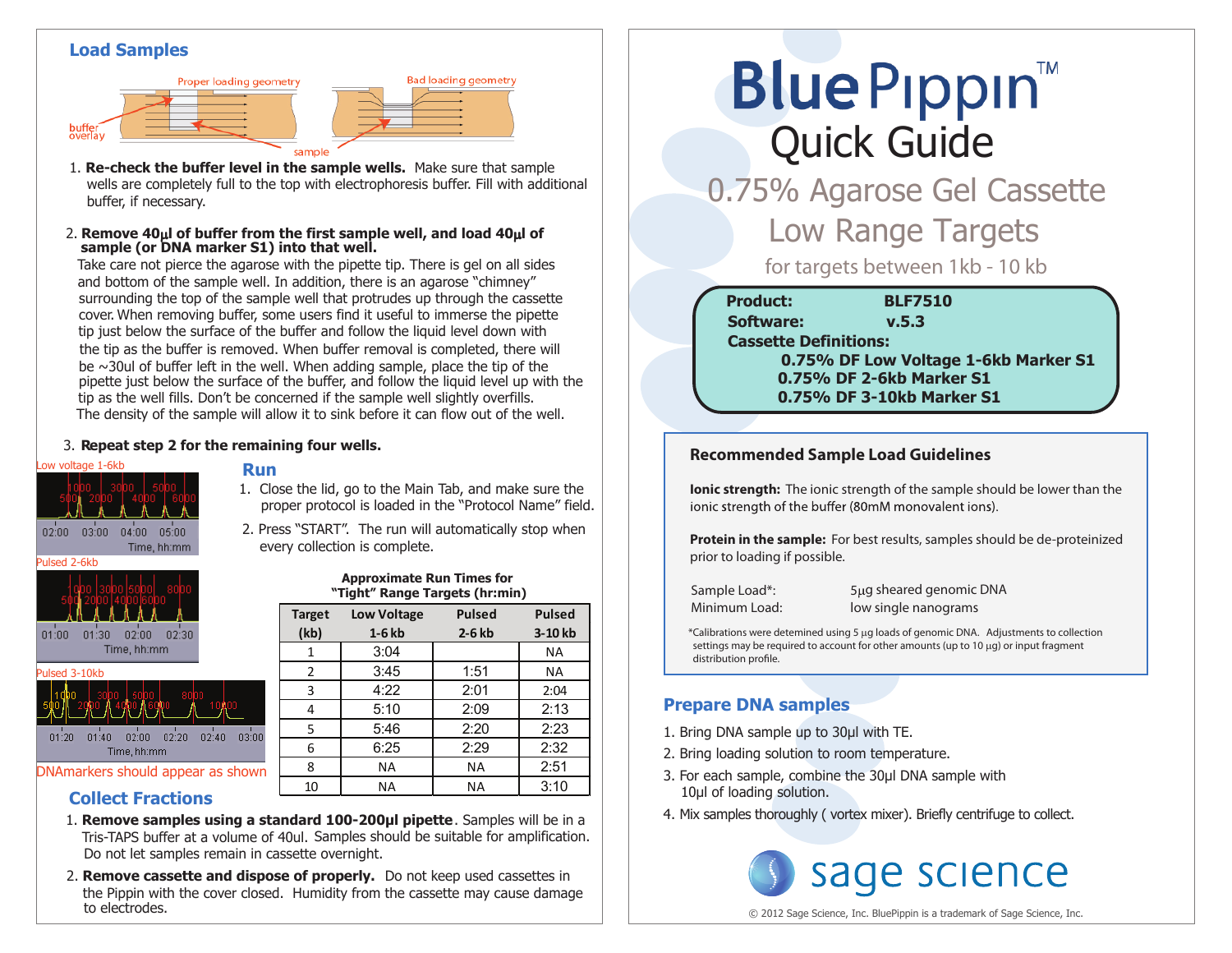## Load Samples

Proper loading geometry

Bad loading geometry

buffer overlay

sample

1. **Re-check the buffer level in the sample wells.** Make sure that sample wells are completely full to the top with electrophoresis buffer. Fill with additional buffer, if necessary.

2. **Remove 40µl of buffer from the first sample well, and load 40µl of sample (or DNA marker S1) into that well.**
   Take care not pierce the agarose with the pipette tip. There is gel on all sides and bottom of the sample well. In addition, there is an agarose "chimney" surrounding the top of the sample well that protrudes up through the cassette cover. When removing buffer, some users find it useful to immerse the pipette tip just below the surface of the buffer and follow the liquid level down with the tip as the buffer is removed. When buffer removal is completed, there will be ~30ul of buffer left in the well. When adding sample, place the tip of the pipette just below the surface of the buffer, and follow the liquid level up with the tip as the well fills. Don't be concerned if the sample well slightly overfills. The density of the sample will allow it to sink before it can flow out of the well.

3. **Repeat step 2 for the remaining four wells.**

Low voltage 1-6kb

Pulsed 2-6kb

Pulsed 3-10kb

DNAmarkers should appear as shown

## Run

1. Close the lid, go to the Main Tab, and make sure the proper protocol is loaded in the "Protocol Name" field.
2. Press "START". The run will automatically stop when every collection is complete.

**Approximate Run Times for "Tight" Range Targets (hr:min)**

| Target (kb) | Low Voltage 1-6 kb | Pulsed 2-6 kb | Pulsed 3-10 kb |
|---|---|---|---|
| 1 | 3:04 | | NA |
| 2 | 3:45 | 1:51 | NA |
| 3 | 4:22 | 2:01 | 2:04 |
| 4 | 5:10 | 2:09 | 2:13 |
| 5 | 5:46 | 2:20 | 2:23 |
| 6 | 6:25 | 2:29 | 2:32 |
| 8 | NA | NA | 2:51 |
| 10 | NA | NA | 3:10 |

## Collect Fractions

1. **Remove samples using a standard 100-200µl pipette**. Samples will be in a Tris-TAPS buffer at a volume of 40ul. Samples should be suitable for amplification. Do not let samples remain in cassette overnight.
2. **Remove cassette and dispose of properly.** Do not keep used cassettes in the Pippin with the cover closed. Humidity from the cassette may cause damage to electrodes.

# BluePippin™ Quick Guide

## 0.75% Agarose Gel Cassette Low Range Targets

for targets between 1kb - 10 kb

**Product:** BLF7510
**Software:** v.5.3
**Cassette Definitions:**
**0.75% DF Low Voltage 1-6kb Marker S1**
**0.75% DF 2-6kb Marker S1**
**0.75% DF 3-10kb Marker S1**

### Recommended Sample Load Guidelines

**Ionic strength:** The ionic strength of the sample should be lower than the ionic strength of the buffer (80mM monovalent ions).

**Protein in the sample:** For best results, samples should be de-proteinized prior to loading if possible.

Sample Load*: 5µg sheared genomic DNA
Minimum Load: low single nanograms

*Calibrations were detemined using 5 µg loads of genomic DNA. Adjustments to collection settings may be required to account for other amounts (up to 10 µg) or input fragment distribution profile.

## Prepare DNA samples

1. Bring DNA sample up to 30µl with TE.
2. Bring loading solution to room temperature.
3. For each sample, combine the 30µl DNA sample with 10µl of loading solution.
4. Mix samples thoroughly ( vortex mixer). Briefly centrifuge to collect.

sage science

© 2012 Sage Science, Inc. BluePippin is a trademark of Sage Science, Inc.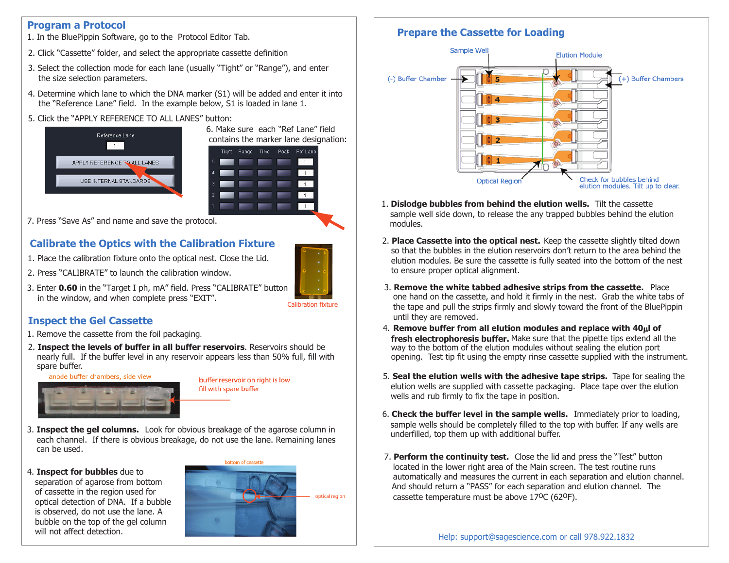## Program a Protocol

1. In the BluePippin Software, go to the Protocol Editor Tab.
2. Click "Cassette" folder, and select the appropriate cassette definition
3. Select the collection mode for each lane (usually "Tight" or "Range"), and enter the size selection parameters.
4. Determine which lane to which the DNA marker (S1) will be added and enter it into the "Reference Lane" field. In the example below, S1 is loaded in lane 1.
5. Click the "APPLY REFERENCE TO ALL LANES" button:

Reference Lane
1
APPLY REFERENCE TO ALL LANES
USE INTERNAL STANDARDS

6. Make sure each "Ref Lane" field contains the marker lane designation:

| | Tight | Range | Time | Peak | Ref Lane |
|---|---|---|---|---|---|
| 5 | | | | | 1 |
| 4 | | | | | 1 |
| 3 | | | | | 1 |
| 2 | | | | | 1 |
| 1 | | | | | 1 |

7. Press "Save As" and name and save the protocol.

## Calibrate the Optics with the Calibration Fixture

1. Place the calibration fixture onto the optical nest. Close the Lid.
2. Press "CALIBRATE" to launch the calibration window.
3. Enter **0.60** in the "Target I ph, mA" field. Press "CALIBRATE" button in the window, and when complete press "EXIT".

Calibration fixture

## Inspect the Gel Cassette

1. Remove the cassette from the foil packaging.
2. **Inspect the levels of buffer in all buffer reservoirs**. Reservoirs should be nearly full. If the buffer level in any reservoir appears less than 50% full, fill with spare buffer.

anode buffer chambers, side view

buffer reservoir on right is low
fill with spare buffer

3. **Inspect the gel columns.** Look for obvious breakage of the agarose column in each channel. If there is obvious breakage, do not use the lane. Remaining lanes can be used.
4. **Inspect for bubbles** due to separation of agarose from bottom of cassette in the region used for optical detection of DNA. If a bubble is observed, do not use the lane. A bubble on the top of the gel column will not affect detection.

bottom of cassette

optical region

## Prepare the Cassette for Loading

Sample Well
Elution Module
(-) Buffer Chamber
(+) Buffer Chambers
5
4
3
2
1
Optical Region
Check for bubbles behind elution modules. Tilt up to clear.

1. **Dislodge bubbles from behind the elution wells.** Tilt the cassette sample well side down, to release the any trapped bubbles behind the elution modules.
2. **Place Cassette into the optical nest.** Keep the cassette slightly tilted down so that the bubbles in the elution reservoirs don't return to the area behind the elution modules. Be sure the cassette is fully seated into the bottom of the nest to ensure proper optical alignment.
3. **Remove the white tabbed adhesive strips from the cassette.** Place one hand on the cassette, and hold it firmly in the nest. Grab the white tabs of the tape and pull the strips firmly and slowly toward the front of the BluePippin until they are removed.
4. **Remove buffer from all elution modules and replace with 40μl of fresh electrophoresis buffer.** Make sure that the pipette tips extend all the way to the bottom of the elution modules without sealing the elution port opening. Test tip fit using the empty rinse cassette supplied with the instrument.
5. **Seal the elution wells with the adhesive tape strips.** Tape for sealing the elution wells are supplied with cassette packaging. Place tape over the elution wells and rub firmly to fix the tape in position.
6. **Check the buffer level in the sample wells.** Immediately prior to loading, sample wells should be completely filled to the top with buffer. If any wells are underfilled, top them up with additional buffer.
7. **Perform the continuity test.** Close the lid and press the "Test" button located in the lower right area of the Main screen. The test routine runs automatically and measures the current in each separation and elution channel. And should return a "PASS" for each separation and elution channel. The cassette temperature must be above 17ºC (62ºF).

Help: support@sagescience.com or call 978.922.1832